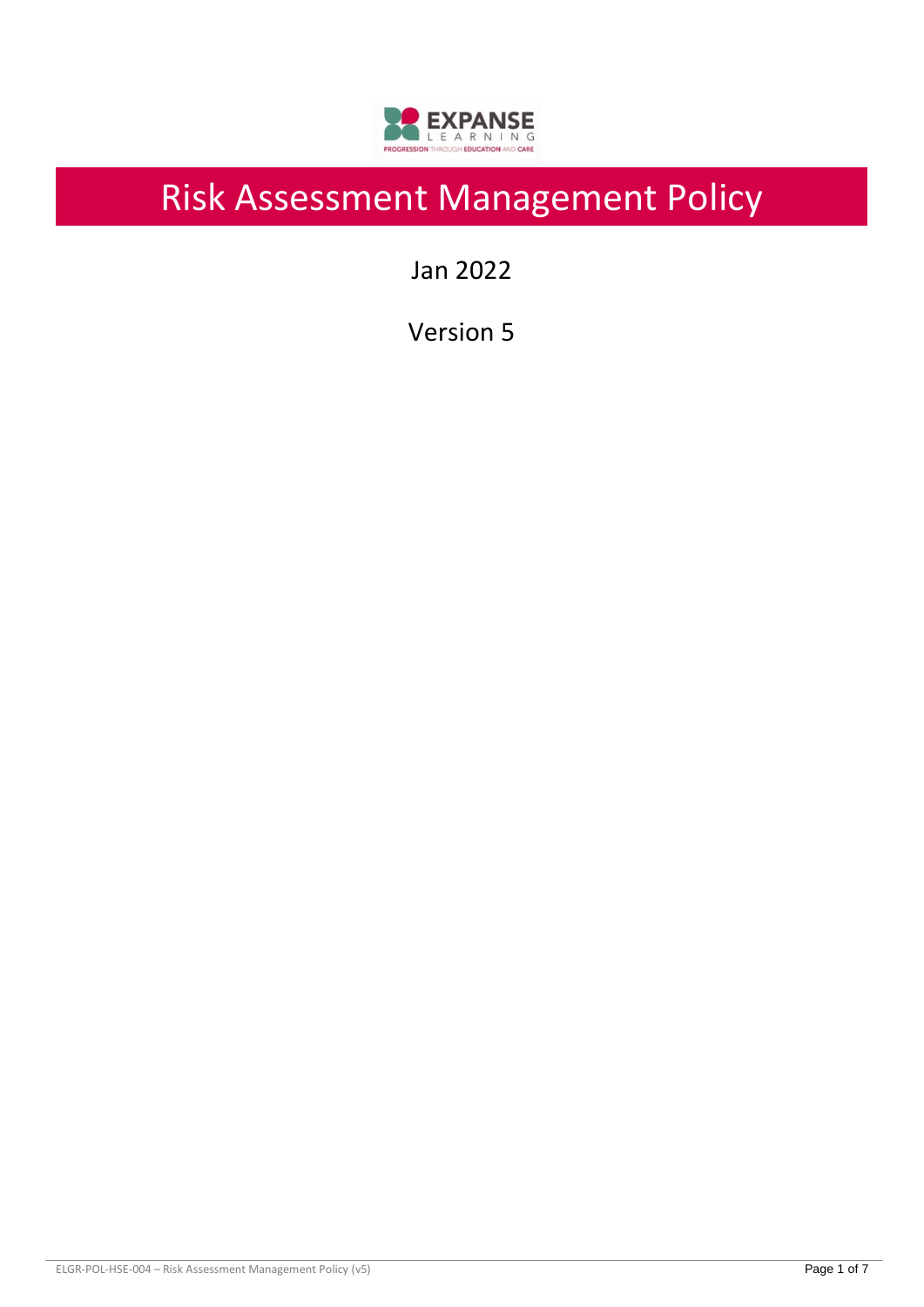# Risk Assessment Management Policy

Jan 2022

Version 5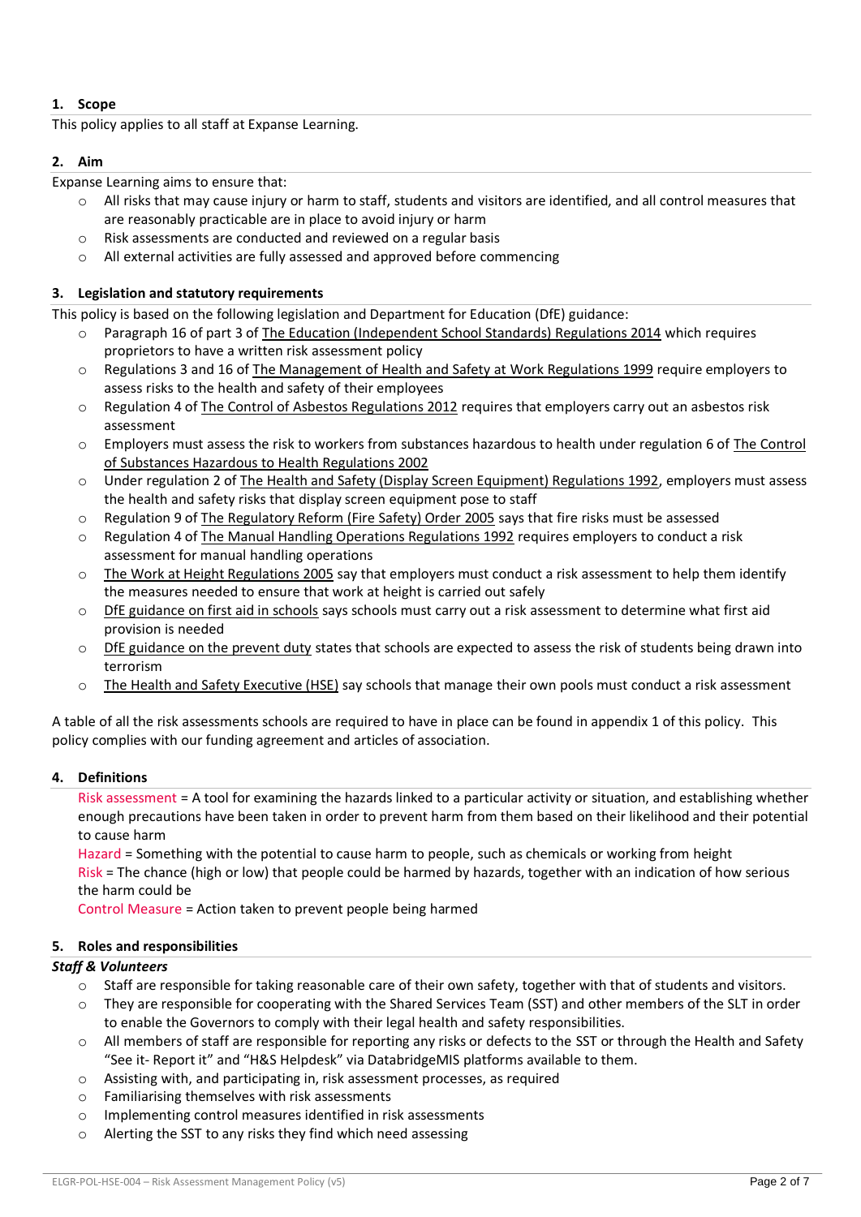## 1. Scope

This policy applies to all staff at Expanse Learning.

## 2. Aim

Expanse Learning aims to ensure that:

- All risks that may cause injury or harm to staff, students and visitors are identified, and all control measures that are reasonably practicable are in place to avoid injury or harm
- Risk assessments are conducted and reviewed on a regular basis
- All external activities are fully assessed and approved before commencing

## 3. Legislation and statutory requirements

This policy is based on the following legislation and Department for Education (DfE) guidance:

- Paragraph 16 of part 3 of The Education (Independent School Standards) Regulations 2014 which requires proprietors to have a written risk assessment policy
- Regulations 3 and 16 of The Management of Health and Safety at Work Regulations 1999 require employers to assess risks to the health and safety of their employees
- Regulation 4 of The Control of Asbestos Regulations 2012 requires that employers carry out an asbestos risk assessment
- Employers must assess the risk to workers from substances hazardous to health under regulation 6 of The Control of Substances Hazardous to Health Regulations 2002
- Under regulation 2 of The Health and Safety (Display Screen Equipment) Regulations 1992, employers must assess the health and safety risks that display screen equipment pose to staff
- Regulation 9 of The Regulatory Reform (Fire Safety) Order 2005 says that fire risks must be assessed
- Regulation 4 of The Manual Handling Operations Regulations 1992 requires employers to conduct a risk assessment for manual handling operations
- The Work at Height Regulations 2005 say that employers must conduct a risk assessment to help them identify the measures needed to ensure that work at height is carried out safely
- DfE guidance on first aid in schools says schools must carry out a risk assessment to determine what first aid provision is needed
- DfE guidance on the prevent duty states that schools are expected to assess the risk of students being drawn into terrorism
- The Health and Safety Executive (HSE) say schools that manage their own pools must conduct a risk assessment

A table of all the risk assessments schools are required to have in place can be found in appendix 1 of this policy. This policy complies with our funding agreement and articles of association.

## 4. Definitions

Risk assessment = A tool for examining the hazards linked to a particular activity or situation, and establishing whether enough precautions have been taken in order to prevent harm from them based on their likelihood and their potential to cause harm

Hazard = Something with the potential to cause harm to people, such as chemicals or working from height

Risk = The chance (high or low) that people could be harmed by hazards, together with an indication of how serious the harm could be

Control Measure = Action taken to prevent people being harmed

## 5. Roles and responsibilities

***Staff & Volunteers***

- Staff are responsible for taking reasonable care of their own safety, together with that of students and visitors.
- They are responsible for cooperating with the Shared Services Team (SST) and other members of the SLT in order to enable the Governors to comply with their legal health and safety responsibilities.
- All members of staff are responsible for reporting any risks or defects to the SST or through the Health and Safety "See it- Report it" and "H&S Helpdesk" via DatabridgeMIS platforms available to them.
- Assisting with, and participating in, risk assessment processes, as required
- Familiarising themselves with risk assessments
- Implementing control measures identified in risk assessments
- Alerting the SST to any risks they find which need assessing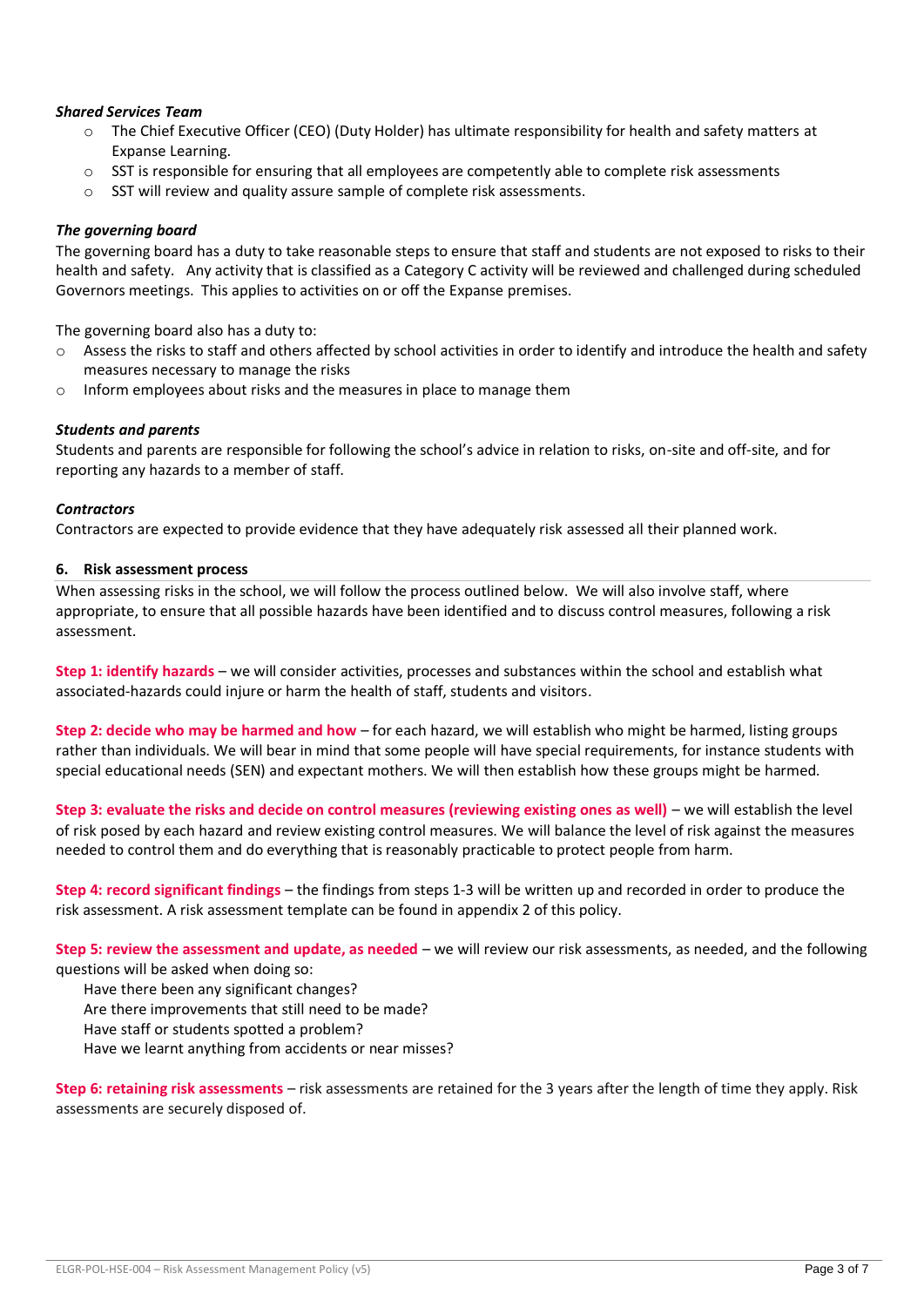*Shared Services Team*

- The Chief Executive Officer (CEO) (Duty Holder) has ultimate responsibility for health and safety matters at Expanse Learning.
- SST is responsible for ensuring that all employees are competently able to complete risk assessments
- SST will review and quality assure sample of complete risk assessments.

*The governing board*

The governing board has a duty to take reasonable steps to ensure that staff and students are not exposed to risks to their health and safety. Any activity that is classified as a Category C activity will be reviewed and challenged during scheduled Governors meetings. This applies to activities on or off the Expanse premises.

The governing board also has a duty to:

- Assess the risks to staff and others affected by school activities in order to identify and introduce the health and safety measures necessary to manage the risks
- Inform employees about risks and the measures in place to manage them

*Students and parents*

Students and parents are responsible for following the school's advice in relation to risks, on-site and off-site, and for reporting any hazards to a member of staff.

*Contractors*

Contractors are expected to provide evidence that they have adequately risk assessed all their planned work.

## 6. Risk assessment process

When assessing risks in the school, we will follow the process outlined below. We will also involve staff, where appropriate, to ensure that all possible hazards have been identified and to discuss control measures, following a risk assessment.

**Step 1: identify hazards** – we will consider activities, processes and substances within the school and establish what associated-hazards could injure or harm the health of staff, students and visitors.

**Step 2: decide who may be harmed and how** – for each hazard, we will establish who might be harmed, listing groups rather than individuals. We will bear in mind that some people will have special requirements, for instance students with special educational needs (SEN) and expectant mothers. We will then establish how these groups might be harmed.

**Step 3: evaluate the risks and decide on control measures (reviewing existing ones as well)** – we will establish the level of risk posed by each hazard and review existing control measures. We will balance the level of risk against the measures needed to control them and do everything that is reasonably practicable to protect people from harm.

**Step 4: record significant findings** – the findings from steps 1-3 will be written up and recorded in order to produce the risk assessment. A risk assessment template can be found in appendix 2 of this policy.

**Step 5: review the assessment and update, as needed** – we will review our risk assessments, as needed, and the following questions will be asked when doing so:

Have there been any significant changes?
Are there improvements that still need to be made?
Have staff or students spotted a problem?
Have we learnt anything from accidents or near misses?

**Step 6: retaining risk assessments** – risk assessments are retained for the 3 years after the length of time they apply. Risk assessments are securely disposed of.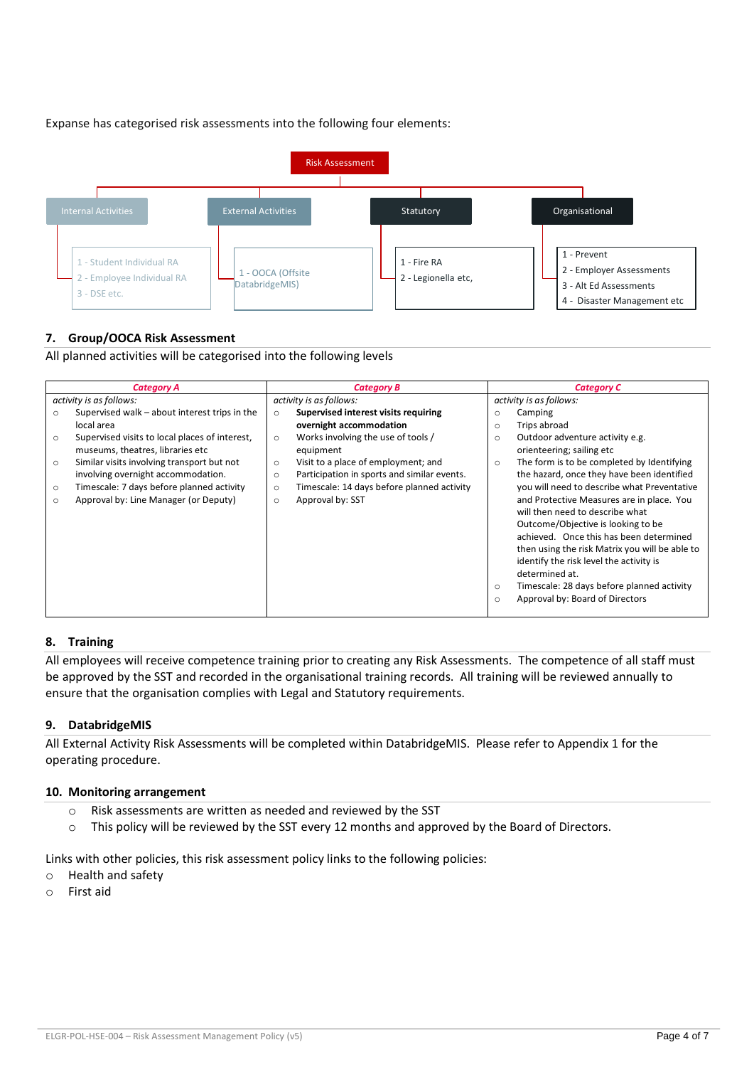Expanse has categorised risk assessments into the following four elements:

Risk Assessment

- **Internal Activities**
  - 1 - Student Individual RA
  - 2 - Employee Individual RA
  - 3 - DSE etc.
- **External Activities**
  - 1 - OOCA (Offsite DatabridgeMIS)
- **Statutory**
  - 1 - Fire RA
  - 2 - Legionella etc,
- **Organisational**
  - 1 - Prevent
  - 2 - Employer Assessments
  - 3 - Alt Ed Assessments
  - 4 - Disaster Management etc

## 7. Group/OOCA Risk Assessment

All planned activities will be categorised into the following levels

| *Category A* | *Category B* | *Category C* |
|---|---|---|
| *activity is as follows:*<br>○ Supervised walk – about interest trips in the local area<br>○ Supervised visits to local places of interest, museums, theatres, libraries etc<br>○ Similar visits involving transport but not involving overnight accommodation.<br>○ Timescale: 7 days before planned activity<br>○ Approval by: Line Manager (or Deputy) | *activity is as follows:*<br>○ **Supervised interest visits requiring overnight accommodation**<br>○ Works involving the use of tools / equipment<br>○ Visit to a place of employment; and<br>○ Participation in sports and similar events.<br>○ Timescale: 14 days before planned activity<br>○ Approval by: SST | *activity is as follows:*<br>○ Camping<br>○ Trips abroad<br>○ Outdoor adventure activity e.g. orienteering; sailing etc<br>○ The form is to be completed by Identifying the hazard, once they have been identified you will need to describe what Preventative and Protective Measures are in place. You will then need to describe what Outcome/Objective is looking to be achieved. Once this has been determined then using the risk Matrix you will be able to identify the risk level the activity is determined at.<br>○ Timescale: 28 days before planned activity<br>○ Approval by: Board of Directors |

## 8. Training

All employees will receive competence training prior to creating any Risk Assessments. The competence of all staff must be approved by the SST and recorded in the organisational training records. All training will be reviewed annually to ensure that the organisation complies with Legal and Statutory requirements.

## 9. DatabridgeMIS

All External Activity Risk Assessments will be completed within DatabridgeMIS. Please refer to Appendix 1 for the operating procedure.

## 10. Monitoring arrangement

- Risk assessments are written as needed and reviewed by the SST
- This policy will be reviewed by the SST every 12 months and approved by the Board of Directors.

Links with other policies, this risk assessment policy links to the following policies:

- Health and safety
- First aid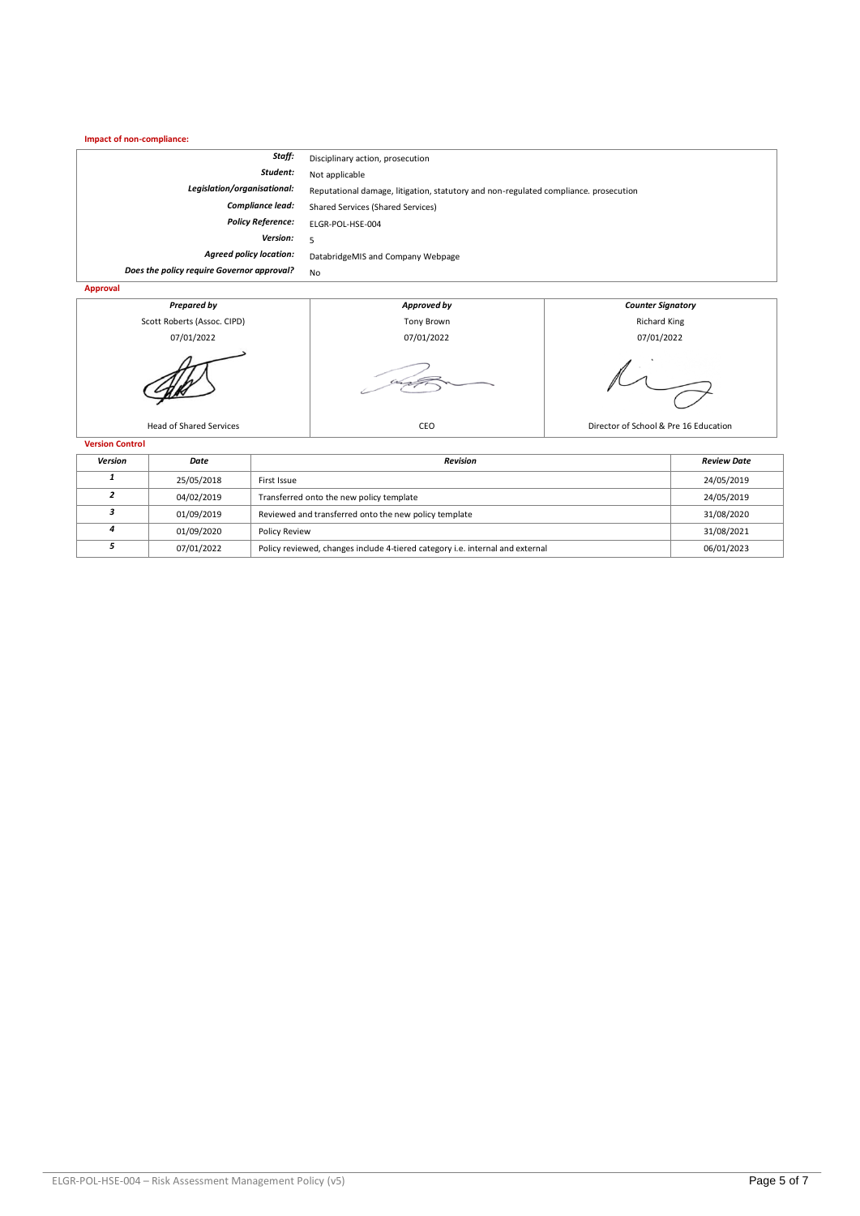**Impact of non-compliance:**

| | |
|---|---|
| ***Staff:*** | Disciplinary action, prosecution |
| ***Student:*** | Not applicable |
| ***Legislation/organisational:*** | Reputational damage, litigation, statutory and non-regulated compliance. prosecution |
| ***Compliance lead:*** | Shared Services (Shared Services) |
| ***Policy Reference:*** | ELGR-POL-HSE-004 |
| ***Version:*** | 5 |
| ***Agreed policy location:*** | DatabridgeMIS and Company Webpage |
| ***Does the policy require Governor approval?*** | No |

**Approval**

| ***Prepared by*** | ***Approved by*** | ***Counter Signatory*** |
|---|---|---|
| Scott Roberts (Assoc. CIPD) | Tony Brown | Richard King |
| 07/01/2022 | 07/01/2022 | 07/01/2022 |
| Head of Shared Services | CEO | Director of School & Pre 16 Education |

**Version Control**

| *Version* | *Date* | *Revision* | *Review Date* |
|---|---|---|---|
| *1* | 25/05/2018 | First Issue | 24/05/2019 |
| *2* | 04/02/2019 | Transferred onto the new policy template | 24/05/2019 |
| *3* | 01/09/2019 | Reviewed and transferred onto the new policy template | 31/08/2020 |
| *4* | 01/09/2020 | Policy Review | 31/08/2021 |
| *5* | 07/01/2022 | Policy reviewed, changes include 4-tiered category i.e. internal and external | 06/01/2023 |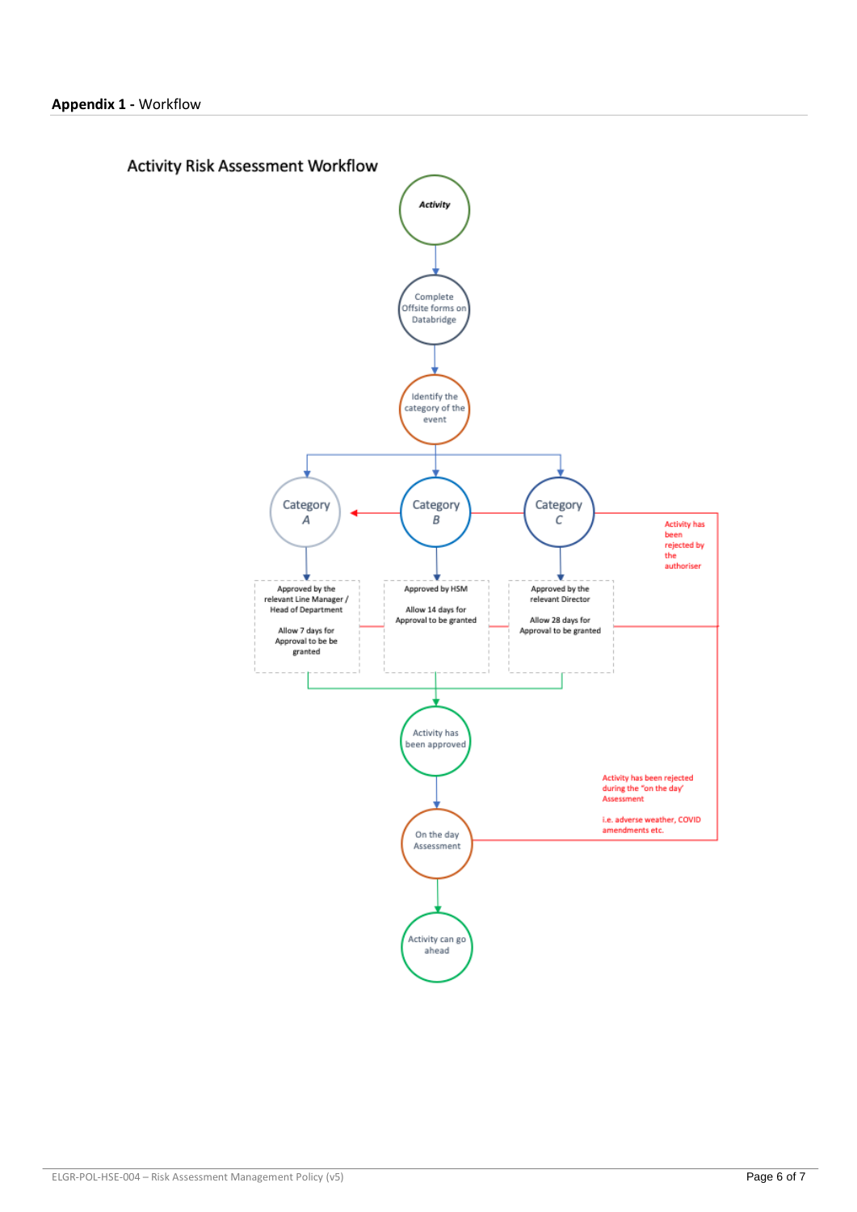**Appendix 1 -** Workflow

## Activity Risk Assessment Workflow

*Activity*

Complete Offsite forms on Databridge

Identify the category of the event

Category *A*

Category *B*

Category *C*

Activity has been rejected by the authoriser

Approved by the relevant Line Manager / Head of Department

Allow 7 days for Approval to be be granted

Approved by HSM

Allow 14 days for Approval to be granted

Approved by the relevant Director

Allow 28 days for Approval to be granted

Activity has been approved

Activity has been rejected during the 'on the day' Assessment

i.e. adverse weather, COVID amendments etc.

On the day Assessment

Activity can go ahead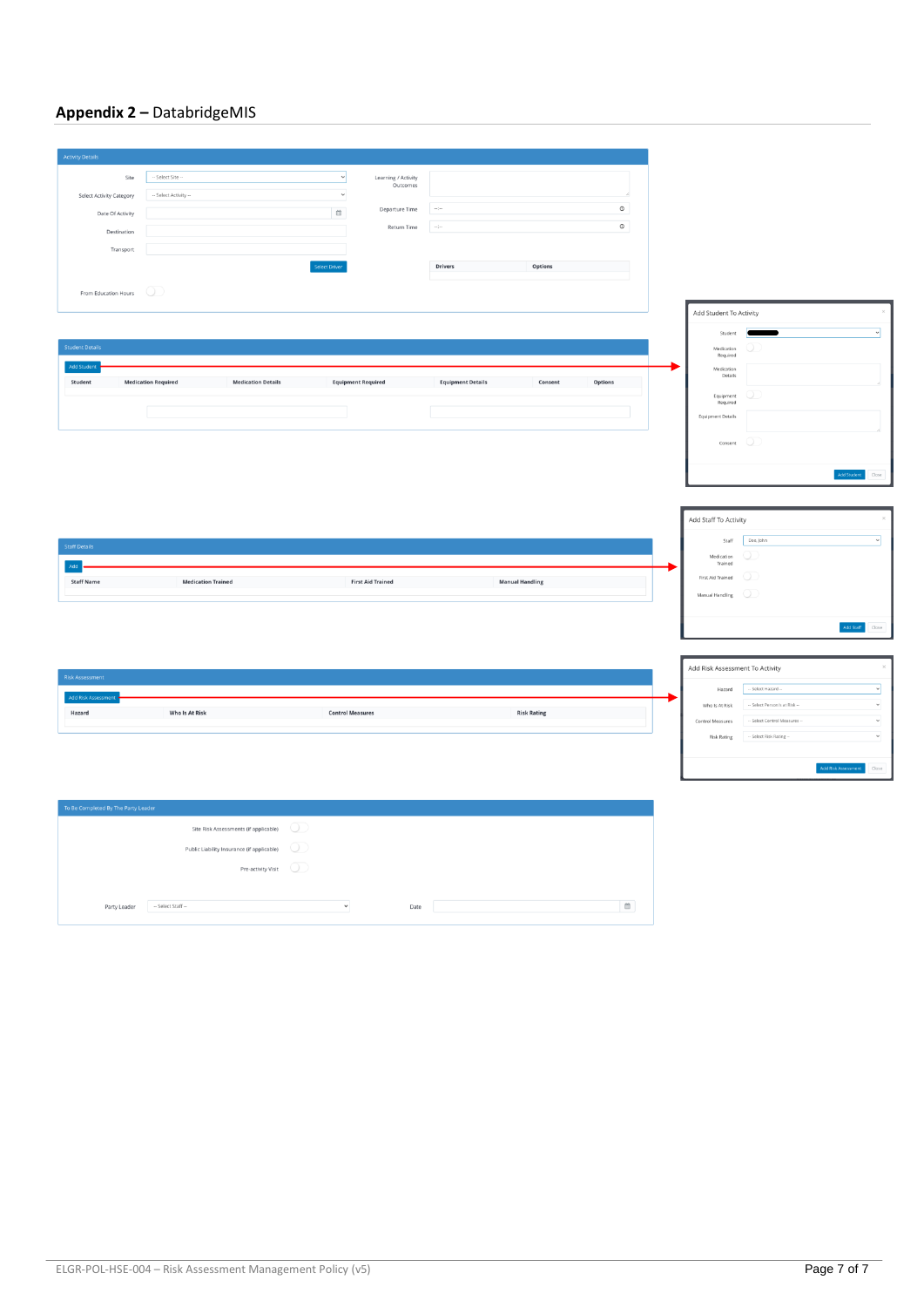## **Appendix 2 –** DatabridgeMIS

Activity Details

Site -- Select Site --

Select Activity Category -- Select Activity --

Date Of Activity

Destination

Transport

Select Driver

From Education Hours

Learning / Activity Outcomes

Departure Time --:--

Return Time --:--

| Drivers | Options |
|---|---|

Student Details

Add Student

| Student | Medication Required | Medication Details | Equipment Required | Equipment Details | Consent | Options |
|---|---|---|---|---|---|---|

Add Student To Activity

Student

Medication Required

Medication Details

Equipment Required

Equipment Details

Consent

Add Student Close

Staff Details

Add

| Staff Name | Medication Trained | First Aid Trained | Manual Handling |
|---|---|---|---|

Add Staff To Activity

Staff Doe, John

Medication Trained

First Aid Trained

Manual Handling

Add Staff Close

Risk Assessment

Add Risk Assessment

| Hazard | Who Is At Risk | Control Measures | Risk Rating |
|---|---|---|---|

Add Risk Assessment To Activity

Hazard -- Select Hazard --

Who Is At Risk -- Select Person Is at Risk --

Control Measures -- Select Control Measures --

Risk Rating -- Select Risk Rating --

Add Risk Assessment Close

To Be Completed By The Party Leader

Site Risk Assessments (if applicable)

Public Liability Insurance (if applicable)

Pre-activity Visit

Party Leader -- Select Staff --

Date